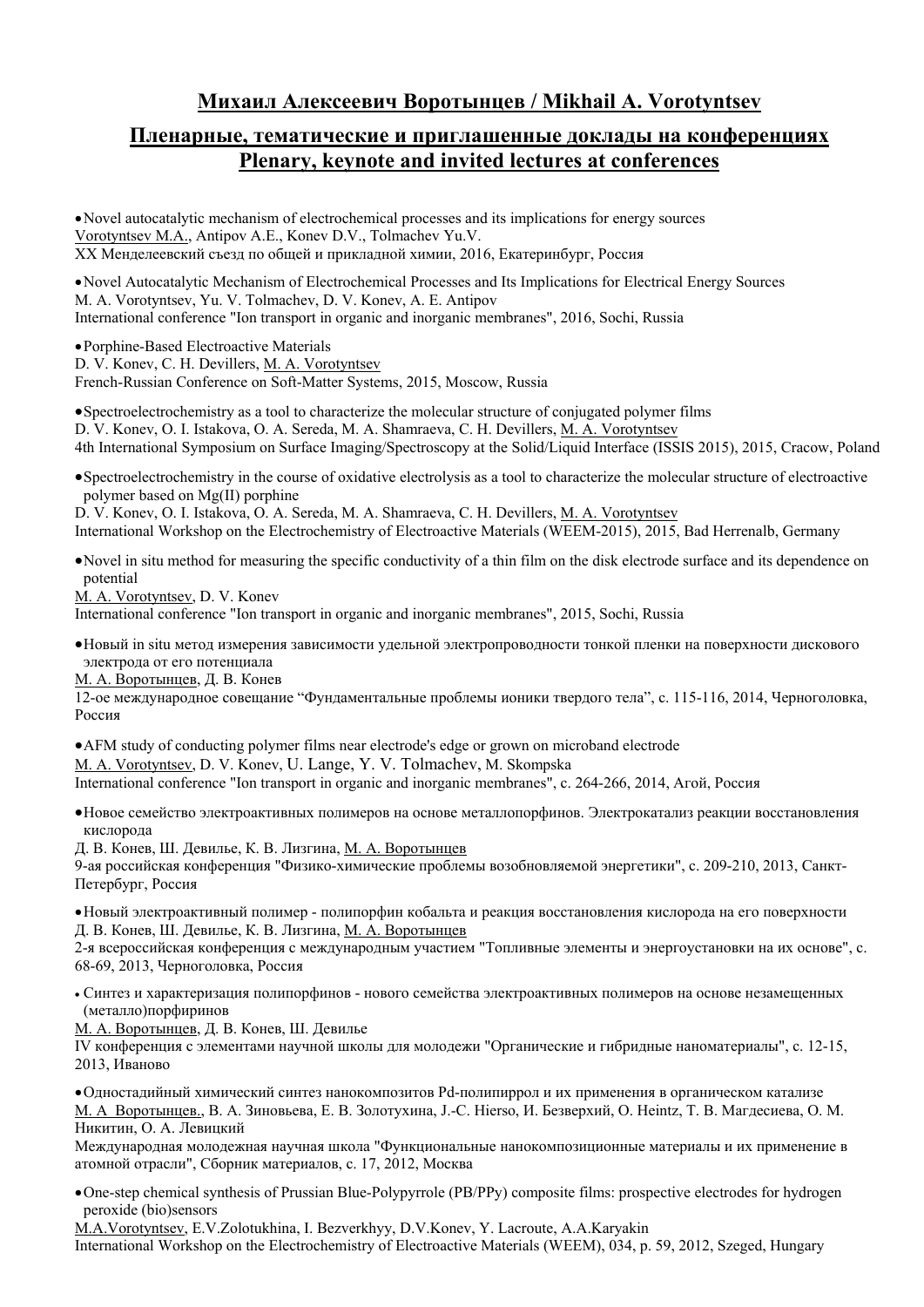## Михаил Алексеевич Воротынцев / Mikhail A. Vorotyntsev

## Пленарные, тематические и приглашенные доклады на конференциях Plenary, keynote and invited lectures at conferences

- Novel autocatalytic mechanism of electrochemical processes and its implications for energy sources

Vorotyntsev M.A., Antipov A.E., Konev D.V., Tolmachev Yu.V.
XX Менделеевский съезд по общей и прикладной химии, 2016, Екатеринбург, Россия

- Novel Autocatalytic Mechanism of Electrochemical Processes and Its Implications for Electrical Energy Sources

M. A. Vorotyntsev, Yu. V. Tolmachev, D. V. Konev, A. E. Antipov
International conference "Ion transport in organic and inorganic membranes", 2016, Sochi, Russia

- Porphine-Based Electroactive Materials

D. V. Konev, C. H. Devillers, M. A. Vorotyntsev
French-Russian Conference on Soft-Matter Systems, 2015, Moscow, Russia

- Spectroelectrochemistry as a tool to characterize the molecular structure of conjugated polymer films

D. V. Konev, O. I. Istakova, O. A. Sereda, M. A. Shamraeva, C. H. Devillers, M. A. Vorotyntsev
4th International Symposium on Surface Imaging/Spectroscopy at the Solid/Liquid Interface (ISSIS 2015), 2015, Cracow, Poland

- Spectroelectrochemistry in the course of oxidative electrolysis as a tool to characterize the molecular structure of electroactive polymer based on Mg(II) porphine

D. V. Konev, O. I. Istakova, O. A. Sereda, M. A. Shamraeva, C. H. Devillers, M. A. Vorotyntsev
International Workshop on the Electrochemistry of Electroactive Materials (WEEM-2015), 2015, Bad Herrenalb, Germany

- Novel in situ method for measuring the specific conductivity of a thin film on the disk electrode surface and its dependence on potential

M. A. Vorotyntsev, D. V. Konev
International conference "Ion transport in organic and inorganic membranes", 2015, Sochi, Russia

- Новый in situ метод измерения зависимости удельной электропроводности тонкой пленки на поверхности дискового электрода от его потенциала

М. А. Воротынцев, Д. В. Конев
12-ое международное совещание "Фундаментальные проблемы ионики твердого тела", с. 115-116, 2014, Черноголовка, Россия

- AFM study of conducting polymer films near electrode's edge or grown on microband electrode

M. A. Vorotyntsev, D. V. Konev, U. Lange, Y. V. Tolmachev, M. Skompska
International conference "Ion transport in organic and inorganic membranes", с. 264-266, 2014, Агой, Россия

- Новое семейство электроактивных полимеров на основе металлопорфинов. Электрокатализ реакции восстановления кислорода

Д. В. Конев, Ш. Девилье, К. В. Лизгина, М. А. Воротынцев
9-ая российская конференция "Физико-химические проблемы возобновляемой энергетики", с. 209-210, 2013, Санкт-Петербург, Россия

- Новый электроактивный полимер - полипорфин кобальта и реакция восстановления кислорода на его поверхности

Д. В. Конев, Ш. Девилье, К. В. Лизгина, М. А. Воротынцев
2-я всероссийская конференция с международным участием "Топливные элементы и энергоустановки на их основе", с. 68-69, 2013, Черноголовка, Россия

- Синтез и характеризация полипорфинов - нового семейства электроактивных полимеров на основе незамещенных (металло)порфиринов

М. А. Воротынцев, Д. В. Конев, Ш. Девилье
IV конференция с элементами научной школы для молодежи "Органические и гибридные наноматериалы", с. 12-15, 2013, Иваново

- Одностадийный химический синтез нанокомпозитов Pd-полипиррол и их применения в органическом катализе

М. А Воротынцев., В. А. Зиновьева, Е. В. Золотухина, J.-C. Hierso, И. Безверхий, O. Heintz, Т. В. Магдесиева, О. М. Никитин, О. А. Левицкий
Международная молодежная научная школа "Функциональные нанокомпозиционные материалы и их применение в атомной отрасли", Сборник материалов, с. 17, 2012, Москва

- One-step chemical synthesis of Prussian Blue-Polypyrrole (PB/PPy) composite films: prospective electrodes for hydrogen peroxide (bio)sensors

M.A.Vorotyntsev, E.V.Zolotukhina, I. Bezverkhyy, D.V.Konev, Y. Lacroute, A.A.Karyakin
International Workshop on the Electrochemistry of Electroactive Materials (WEEM), 034, p. 59, 2012, Szeged, Hungary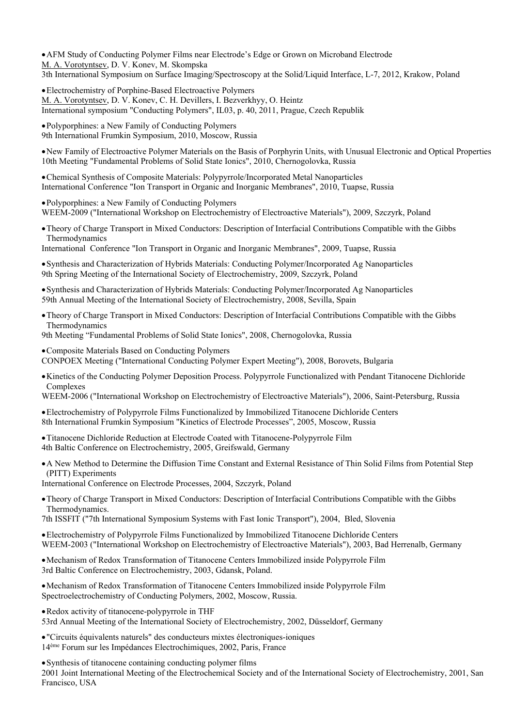- AFM Study of Conducting Polymer Films near Electrode's Edge or Grown on Microband Electrode
  M. A. Vorotyntsev, D. V. Konev, M. Skompska
  3th International Symposium on Surface Imaging/Spectroscopy at the Solid/Liquid Interface, L-7, 2012, Krakow, Poland

- Electrochemistry of Porphine-Based Electroactive Polymers
  M. A. Vorotyntsev, D. V. Konev, C. H. Devillers, I. Bezverkhyy, O. Heintz
  International symposium "Conducting Polymers", IL03, p. 40, 2011, Prague, Czech Republik

- Polyporphines: a New Family of Conducting Polymers
  9th International Frumkin Symposium, 2010, Moscow, Russia

- New Family of Electroactive Polymer Materials on the Basis of Porphyrin Units, with Unusual Electronic and Optical Properties
  10th Meeting "Fundamental Problems of Solid State Ionics", 2010, Chernogolovka, Russia

- Chemical Synthesis of Composite Materials: Polypyrrole/Incorporated Metal Nanoparticles
  International Conference "Ion Transport in Organic and Inorganic Membranes", 2010, Tuapse, Russia

- Polyporphines: a New Family of Conducting Polymers
  WEEM-2009 ("International Workshop on Electrochemistry of Electroactive Materials"), 2009, Szczyrk, Poland

- Theory of Charge Transport in Mixed Conductors: Description of Interfacial Contributions Compatible with the Gibbs Thermodynamics
  International Conference "Ion Transport in Organic and Inorganic Membranes", 2009, Tuapse, Russia

- Synthesis and Characterization of Hybrids Materials: Conducting Polymer/Incorporated Ag Nanoparticles
  9th Spring Meeting of the International Society of Electrochemistry, 2009, Szczyrk, Poland

- Synthesis and Characterization of Hybrids Materials: Conducting Polymer/Incorporated Ag Nanoparticles
  59th Annual Meeting of the International Society of Electrochemistry, 2008, Sevilla, Spain

- Theory of Charge Transport in Mixed Conductors: Description of Interfacial Contributions Compatible with the Gibbs Thermodynamics
  9th Meeting "Fundamental Problems of Solid State Ionics", 2008, Chernogolovka, Russia

- Composite Materials Based on Conducting Polymers
  CONPOEX Meeting ("International Conducting Polymer Expert Meeting"), 2008, Borovets, Bulgaria

- Kinetics of the Conducting Polymer Deposition Process. Polypyrrole Functionalized with Pendant Titanocene Dichloride Complexes
  WEEM-2006 ("International Workshop on Electrochemistry of Electroactive Materials"), 2006, Saint-Petersburg, Russia

- Electrochemistry of Polypyrrole Films Functionalized by Immobilized Titanocene Dichloride Centers
  8th International Frumkin Symposium "Kinetics of Electrode Processes", 2005, Moscow, Russia

- Titanocene Dichloride Reduction at Electrode Coated with Titanocene-Polypyrrole Film
  4th Baltic Conference on Electrochemistry, 2005, Greifswald, Germany

- A New Method to Determine the Diffusion Time Constant and External Resistance of Thin Solid Films from Potential Step (PITT) Experiments
  International Conference on Electrode Processes, 2004, Szczyrk, Poland

- Theory of Charge Transport in Mixed Conductors: Description of Interfacial Contributions Compatible with the Gibbs Thermodynamics.
  7th ISSFIT ("7th International Symposium Systems with Fast Ionic Transport"), 2004, Bled, Slovenia

- Electrochemistry of Polypyrrole Films Functionalized by Immobilized Titanocene Dichloride Centers
  WEEM-2003 ("International Workshop on Electrochemistry of Electroactive Materials"), 2003, Bad Herrenalb, Germany

- Mechanism of Redox Transformation of Titanocene Centers Immobilized inside Polypyrrole Film
  3rd Baltic Conference on Electrochemistry, 2003, Gdansk, Poland.

- Mechanism of Redox Transformation of Titanocene Centers Immobilized inside Polypyrrole Film
  Spectroelectrochemistry of Conducting Polymers, 2002, Moscow, Russia.

- Redox activity of titanocene-polypyrrole in THF
  53rd Annual Meeting of the International Society of Electrochemistry, 2002, Düsseldorf, Germany

- "Circuits équivalents naturels" des conducteurs mixtes électroniques-ioniques
  14ème Forum sur les Impédances Electrochimiques, 2002, Paris, France

- Synthesis of titanocene containing conducting polymer films
  2001 Joint International Meeting of the Electrochemical Society and of the International Society of Electrochemistry, 2001, San Francisco, USA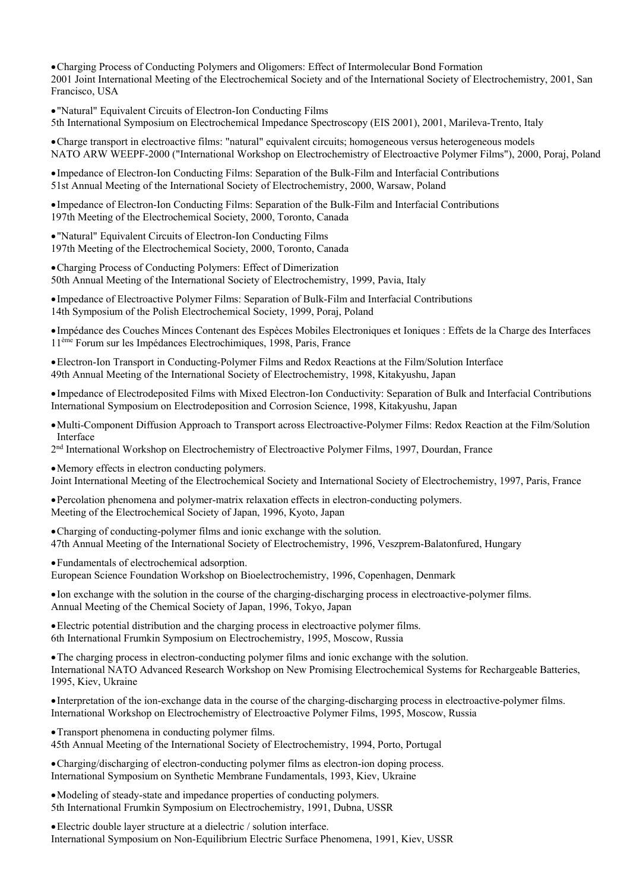- Charging Process of Conducting Polymers and Oligomers: Effect of Intermolecular Bond Formation
2001 Joint International Meeting of the Electrochemical Society and of the International Society of Electrochemistry, 2001, San Francisco, USA

- "Natural" Equivalent Circuits of Electron-Ion Conducting Films
5th International Symposium on Electrochemical Impedance Spectroscopy (EIS 2001), 2001, Marileva-Trento, Italy

- Charge transport in electroactive films: "natural" equivalent circuits; homogeneous versus heterogeneous models
NATO ARW WEEPF-2000 ("International Workshop on Electrochemistry of Electroactive Polymer Films"), 2000, Poraj, Poland

- Impedance of Electron-Ion Conducting Films: Separation of the Bulk-Film and Interfacial Contributions
51st Annual Meeting of the International Society of Electrochemistry, 2000, Warsaw, Poland

- Impedance of Electron-Ion Conducting Films: Separation of the Bulk-Film and Interfacial Contributions
197th Meeting of the Electrochemical Society, 2000, Toronto, Canada

- "Natural" Equivalent Circuits of Electron-Ion Conducting Films
197th Meeting of the Electrochemical Society, 2000, Toronto, Canada

- Charging Process of Conducting Polymers: Effect of Dimerization
50th Annual Meeting of the International Society of Electrochemistry, 1999, Pavia, Italy

- Impedance of Electroactive Polymer Films: Separation of Bulk-Film and Interfacial Contributions
14th Symposium of the Polish Electrochemical Society, 1999, Poraj, Poland

- Impédance des Couches Minces Contenant des Espèces Mobiles Electroniques et Ioniques : Effets de la Charge des Interfaces
11ème Forum sur les Impédances Electrochimiques, 1998, Paris, France

- Electron-Ion Transport in Conducting-Polymer Films and Redox Reactions at the Film/Solution Interface
49th Annual Meeting of the International Society of Electrochemistry, 1998, Kitakyushu, Japan

- Impedance of Electrodeposited Films with Mixed Electron-Ion Conductivity: Separation of Bulk and Interfacial Contributions
International Symposium on Electrodeposition and Corrosion Science, 1998, Kitakyushu, Japan

- Multi-Component Diffusion Approach to Transport across Electroactive-Polymer Films: Redox Reaction at the Film/Solution Interface
2nd International Workshop on Electrochemistry of Electroactive Polymer Films, 1997, Dourdan, France

- Memory effects in electron conducting polymers.
Joint International Meeting of the Electrochemical Society and International Society of Electrochemistry, 1997, Paris, France

- Percolation phenomena and polymer-matrix relaxation effects in electron-conducting polymers.
Meeting of the Electrochemical Society of Japan, 1996, Kyoto, Japan

- Charging of conducting-polymer films and ionic exchange with the solution.
47th Annual Meeting of the International Society of Electrochemistry, 1996, Veszprem-Balatonfured, Hungary

- Fundamentals of electrochemical adsorption.
European Science Foundation Workshop on Bioelectrochemistry, 1996, Copenhagen, Denmark

- Ion exchange with the solution in the course of the charging-discharging process in electroactive-polymer films.
Annual Meeting of the Chemical Society of Japan, 1996, Tokyo, Japan

- Electric potential distribution and the charging process in electroactive polymer films.
6th International Frumkin Symposium on Electrochemistry, 1995, Moscow, Russia

- The charging process in electron-conducting polymer films and ionic exchange with the solution.
International NATO Advanced Research Workshop on New Promising Electrochemical Systems for Rechargeable Batteries, 1995, Kiev, Ukraine

- Interpretation of the ion-exchange data in the course of the charging-discharging process in electroactive-polymer films.
International Workshop on Electrochemistry of Electroactive Polymer Films, 1995, Moscow, Russia

- Transport phenomena in conducting polymer films.
45th Annual Meeting of the International Society of Electrochemistry, 1994, Porto, Portugal

- Charging/discharging of electron-conducting polymer films as electron-ion doping process.
International Symposium on Synthetic Membrane Fundamentals, 1993, Kiev, Ukraine

- Modeling of steady-state and impedance properties of conducting polymers.
5th International Frumkin Symposium on Electrochemistry, 1991, Dubna, USSR

- Electric double layer structure at a dielectric / solution interface.
International Symposium on Non-Equilibrium Electric Surface Phenomena, 1991, Kiev, USSR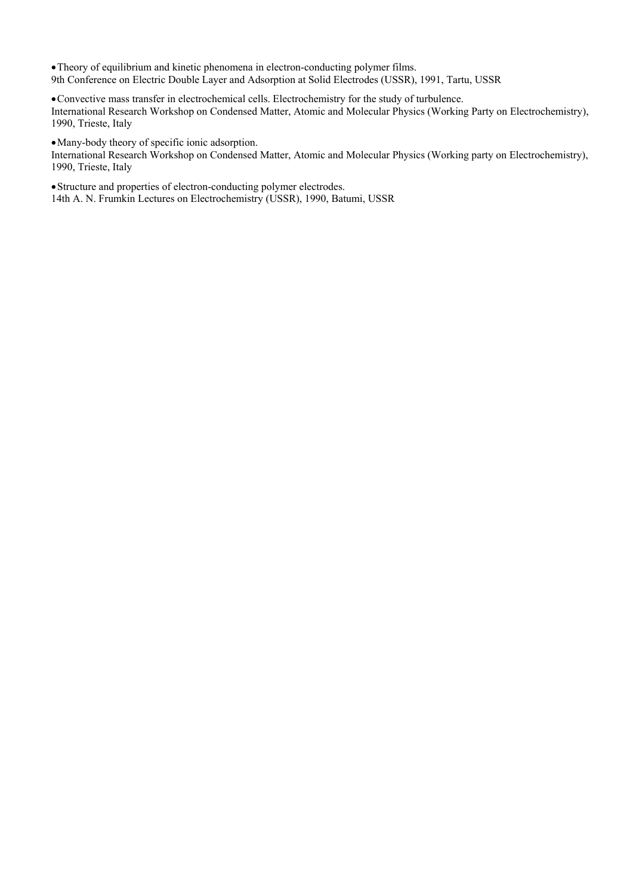- Theory of equilibrium and kinetic phenomena in electron-conducting polymer films.
  9th Conference on Electric Double Layer and Adsorption at Solid Electrodes (USSR), 1991, Tartu, USSR

- Convective mass transfer in electrochemical cells. Electrochemistry for the study of turbulence.
  International Research Workshop on Condensed Matter, Atomic and Molecular Physics (Working Party on Electrochemistry), 1990, Trieste, Italy

- Many-body theory of specific ionic adsorption.
  International Research Workshop on Condensed Matter, Atomic and Molecular Physics (Working party on Electrochemistry), 1990, Trieste, Italy

- Structure and properties of electron-conducting polymer electrodes.
  14th A. N. Frumkin Lectures on Electrochemistry (USSR), 1990, Batumi, USSR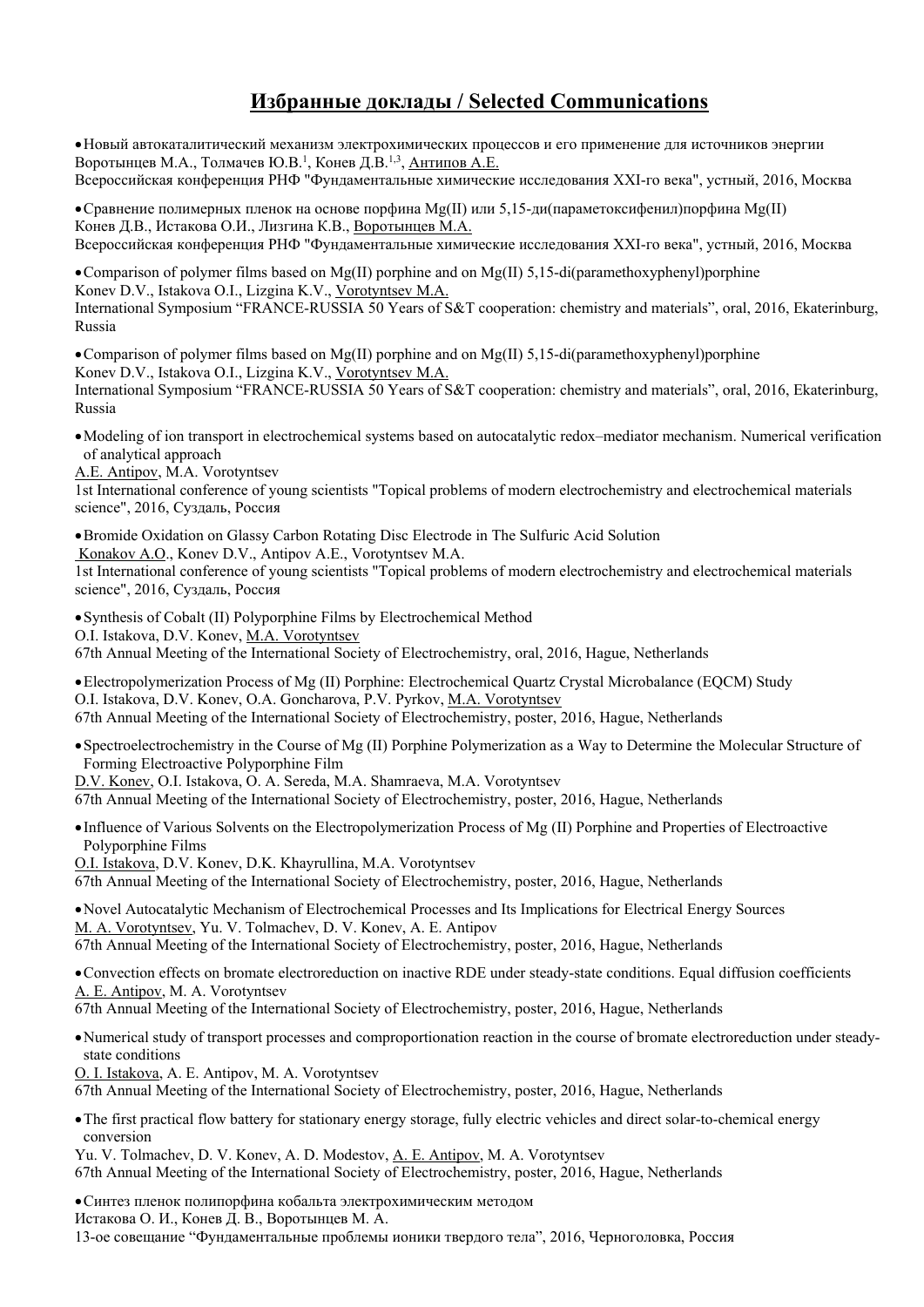# Избранные доклады / Selected Communications

- Новый автокаталитический механизм электрохимических процессов и его применение для источников энергии
Воротынцев М.А., Толмачев Ю.В.[1], Конев Д.В.[1,3], Антипов А.Е.
Всероссийская конференция РНФ "Фундаментальные химические исследования XXI-го века", устный, 2016, Москва

- Сравнение полимерных пленок на основе порфина Mg(II) или 5,15-ди(параметоксифенил)порфина Mg(II)
Конев Д.В., Истакова О.И., Лизгина К.В., Воротынцев М.А.
Всероссийская конференция РНФ "Фундаментальные химические исследования XXI-го века", устный, 2016, Москва

- Comparison of polymer films based on Mg(II) porphine and on Mg(II) 5,15-di(paramethoxyphenyl)porphine
Konev D.V., Istakova O.I., Lizgina K.V., Vorotyntsev M.A.
International Symposium "FRANCE-RUSSIA 50 Years of S&T cooperation: chemistry and materials", oral, 2016, Ekaterinburg, Russia

- Comparison of polymer films based on Mg(II) porphine and on Mg(II) 5,15-di(paramethoxyphenyl)porphine
Konev D.V., Istakova O.I., Lizgina K.V., Vorotyntsev M.A.
International Symposium "FRANCE-RUSSIA 50 Years of S&T cooperation: chemistry and materials", oral, 2016, Ekaterinburg, Russia

- Modeling of ion transport in electrochemical systems based on autocatalytic redox–mediator mechanism. Numerical verification of analytical approach
A.E. Antipov, M.A. Vorotyntsev
1st International conference of young scientists "Topical problems of modern electrochemistry and electrochemical materials science", 2016, Суздаль, Россия

- Bromide Oxidation on Glassy Carbon Rotating Disc Electrode in The Sulfuric Acid Solution
Konakov A.O., Konev D.V., Antipov A.E., Vorotyntsev M.A.
1st International conference of young scientists "Topical problems of modern electrochemistry and electrochemical materials science", 2016, Суздаль, Россия

- Synthesis of Cobalt (II) Polyporphine Films by Electrochemical Method
O.I. Istakova, D.V. Konev, M.A. Vorotyntsev
67th Annual Meeting of the International Society of Electrochemistry, oral, 2016, Hague, Netherlands

- Electropolymerization Process of Mg (II) Porphine: Electrochemical Quartz Crystal Microbalance (EQCM) Study
O.I. Istakova, D.V. Konev, O.A. Goncharova, P.V. Pyrkov, M.A. Vorotyntsev
67th Annual Meeting of the International Society of Electrochemistry, poster, 2016, Hague, Netherlands

- Spectroelectrochemistry in the Course of Mg (II) Porphine Polymerization as a Way to Determine the Molecular Structure of Forming Electroactive Polyporphine Film
D.V. Konev, O.I. Istakova, O. A. Sereda, M.A. Shamraeva, M.A. Vorotyntsev
67th Annual Meeting of the International Society of Electrochemistry, poster, 2016, Hague, Netherlands

- Influence of Various Solvents on the Electropolymerization Process of Mg (II) Porphine and Properties of Electroactive Polyporphine Films
O.I. Istakova, D.V. Konev, D.K. Khayrullina, M.A. Vorotyntsev
67th Annual Meeting of the International Society of Electrochemistry, poster, 2016, Hague, Netherlands

- Novel Autocatalytic Mechanism of Electrochemical Processes and Its Implications for Electrical Energy Sources
M. A. Vorotyntsev, Yu. V. Tolmachev, D. V. Konev, A. E. Antipov
67th Annual Meeting of the International Society of Electrochemistry, poster, 2016, Hague, Netherlands

- Convection effects on bromate electroreduction on inactive RDE under steady-state conditions. Equal diffusion coefficients
A. E. Antipov, M. A. Vorotyntsev
67th Annual Meeting of the International Society of Electrochemistry, poster, 2016, Hague, Netherlands

- Numerical study of transport processes and comproportionation reaction in the course of bromate electroreduction under steady-state conditions
O. I. Istakova, A. E. Antipov, M. A. Vorotyntsev
67th Annual Meeting of the International Society of Electrochemistry, poster, 2016, Hague, Netherlands

- The first practical flow battery for stationary energy storage, fully electric vehicles and direct solar-to-chemical energy conversion
Yu. V. Tolmachev, D. V. Konev, A. D. Modestov, A. E. Antipov, M. A. Vorotyntsev
67th Annual Meeting of the International Society of Electrochemistry, poster, 2016, Hague, Netherlands

- Синтез пленок полипорфина кобальта электрохимическим методом
Истакова О. И., Конев Д. В., Воротынцев М. А.
13-ое совещание "Фундаментальные проблемы ионики твердого тела", 2016, Черноголовка, Россия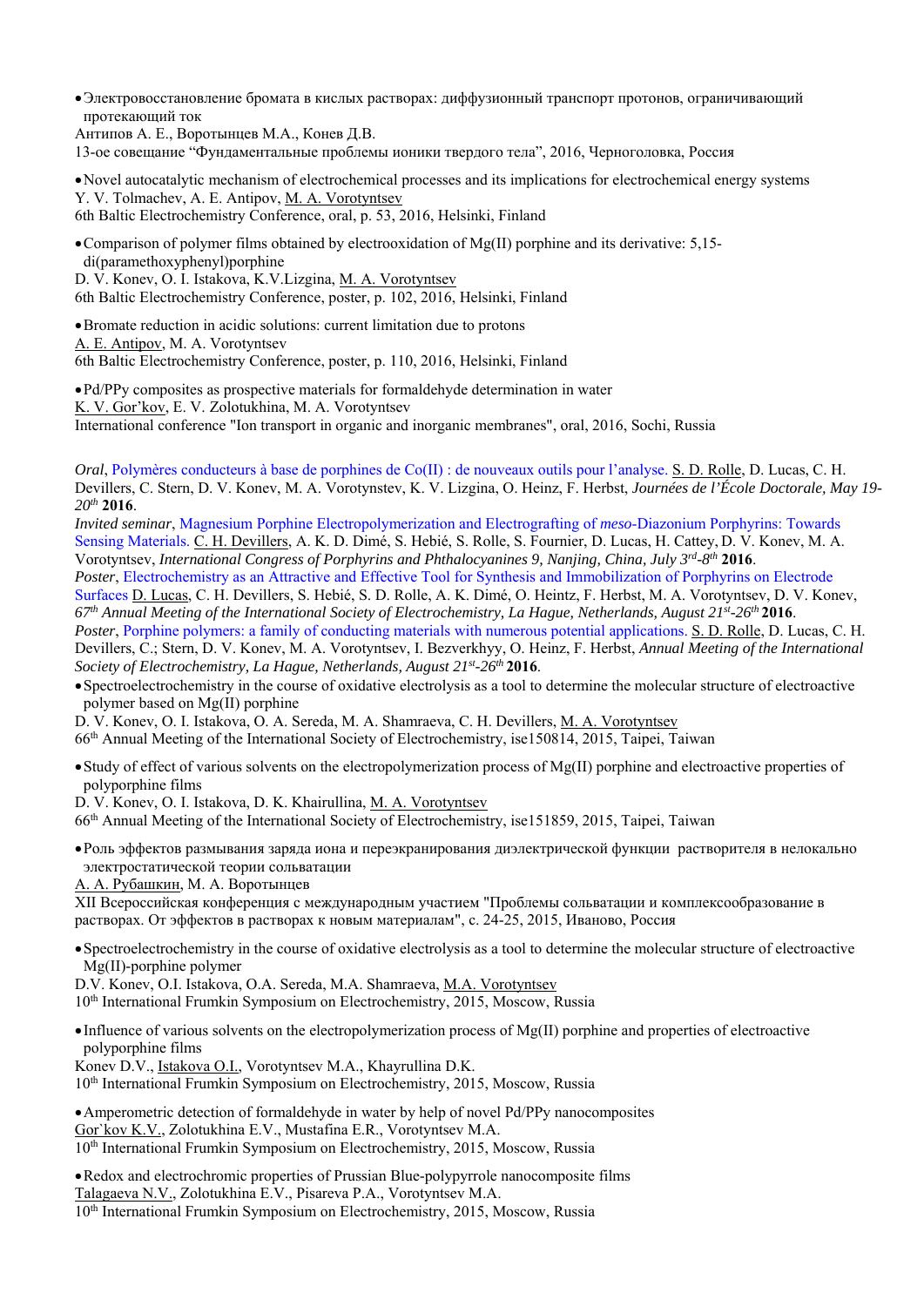- Электровосстановление бромата в кислых растворах: диффузионный транспорт протонов, ограничивающий протекающий ток

Антипов А. Е., Воротынцев М.А., Конев Д.В.
13-ое совещание "Фундаментальные проблемы ионики твердого тела", 2016, Черноголовка, Россия

- Novel autocatalytic mechanism of electrochemical processes and its implications for electrochemical energy systems

Y. V. Tolmachev, A. E. Antipov, M. A. Vorotyntsev
6th Baltic Electrochemistry Conference, oral, p. 53, 2016, Helsinki, Finland

- Comparison of polymer films obtained by electrooxidation of Mg(II) porphine and its derivative: 5,15-di(paramethoxyphenyl)porphine

D. V. Konev, O. I. Istakova, K.V.Lizgina, M. A. Vorotyntsev
6th Baltic Electrochemistry Conference, poster, p. 102, 2016, Helsinki, Finland

- Bromate reduction in acidic solutions: current limitation due to protons

A. E. Antipov, M. A. Vorotyntsev
6th Baltic Electrochemistry Conference, poster, p. 110, 2016, Helsinki, Finland

- Pd/PPy composites as prospective materials for formaldehyde determination in water

K. V. Gor'kov, E. V. Zolotukhina, M. A. Vorotyntsev
International conference "Ion transport in organic and inorganic membranes", oral, 2016, Sochi, Russia

*Oral*, Polymères conducteurs à base de porphines de Co(II) : de nouveaux outils pour l'analyse. S. D. Rolle, D. Lucas, C. H. Devillers, C. Stern, D. V. Konev, M. A. Vorotynstev, K. V. Lizgina, O. Heinz, F. Herbst, *Journées de l'École Doctorale, May 19-20th* **2016**.
*Invited seminar*, Magnesium Porphine Electropolymerization and Electrografting of *meso*-Diazonium Porphyrins: Towards Sensing Materials. C. H. Devillers, A. K. D. Dimé, S. Hebié, S. Rolle, S. Fournier, D. Lucas, H. Cattey, D. V. Konev, M. A. Vorotyntsev, *International Congress of Porphyrins and Phthalocyanines 9, Nanjing, China, July 3rd-8th* **2016**.
*Poster*, Electrochemistry as an Attractive and Effective Tool for Synthesis and Immobilization of Porphyrins on Electrode Surfaces D. Lucas, C. H. Devillers, S. Hebié, S. D. Rolle, A. K. Dimé, O. Heintz, F. Herbst, M. A. Vorotyntsev, D. V. Konev, *67th Annual Meeting of the International Society of Electrochemistry, La Hague, Netherlands, August 21st-26th* **2016**.
*Poster*, Porphine polymers: a family of conducting materials with numerous potential applications. S. D. Rolle, D. Lucas, C. H. Devillers, C.; Stern, D. V. Konev, M. A. Vorotyntsev, I. Bezverkhyy, O. Heinz, F. Herbst, *Annual Meeting of the International Society of Electrochemistry, La Hague, Netherlands, August 21st-26th* **2016**.

- Spectroelectrochemistry in the course of oxidative electrolysis as a tool to determine the molecular structure of electroactive polymer based on Mg(II) porphine

D. V. Konev, O. I. Istakova, O. A. Sereda, M. A. Shamraeva, C. H. Devillers, M. A. Vorotyntsev
66th Annual Meeting of the International Society of Electrochemistry, ise150814, 2015, Taipei, Taiwan

- Study of effect of various solvents on the electropolymerization process of Mg(II) porphine and electroactive properties of polyporphine films

D. V. Konev, O. I. Istakova, D. K. Khairullina, M. A. Vorotyntsev
66th Annual Meeting of the International Society of Electrochemistry, ise151859, 2015, Taipei, Taiwan

- Роль эффектов размывания заряда иона и переэкранирования диэлектрической функции растворителя в нелокально электростатической теории сольватации

А. А. Рубашкин, М. А. Воротынцев
XII Всероссийская конференция с международным участием "Проблемы сольватации и комплексообразование в растворах. От эффектов в растворах к новым материалам", с. 24-25, 2015, Иваново, Россия

- Spectroelectrochemistry in the course of oxidative electrolysis as a tool to determine the molecular structure of electroactive Mg(II)-porphine polymer

D.V. Konev, O.I. Istakova, O.A. Sereda, M.A. Shamraeva, M.A. Vorotyntsev
10th International Frumkin Symposium on Electrochemistry, 2015, Moscow, Russia

- Influence of various solvents on the electropolymerization process of Mg(II) porphine and properties of electroactive polyporphine films

Konev D.V., Istakova O.I., Vorotyntsev M.A., Khayrullina D.K.
10th International Frumkin Symposium on Electrochemistry, 2015, Moscow, Russia

- Amperometric detection of formaldehyde in water by help of novel Pd/PPy nanocomposites

Gor`kov K.V., Zolotukhina E.V., Mustafina E.R., Vorotyntsev M.A.
10th International Frumkin Symposium on Electrochemistry, 2015, Moscow, Russia

- Redox and electrochromic properties of Prussian Blue-polypyrrole nanocomposite films

Talagaeva N.V., Zolotukhina E.V., Pisareva P.A., Vorotyntsev M.A.
10th International Frumkin Symposium on Electrochemistry, 2015, Moscow, Russia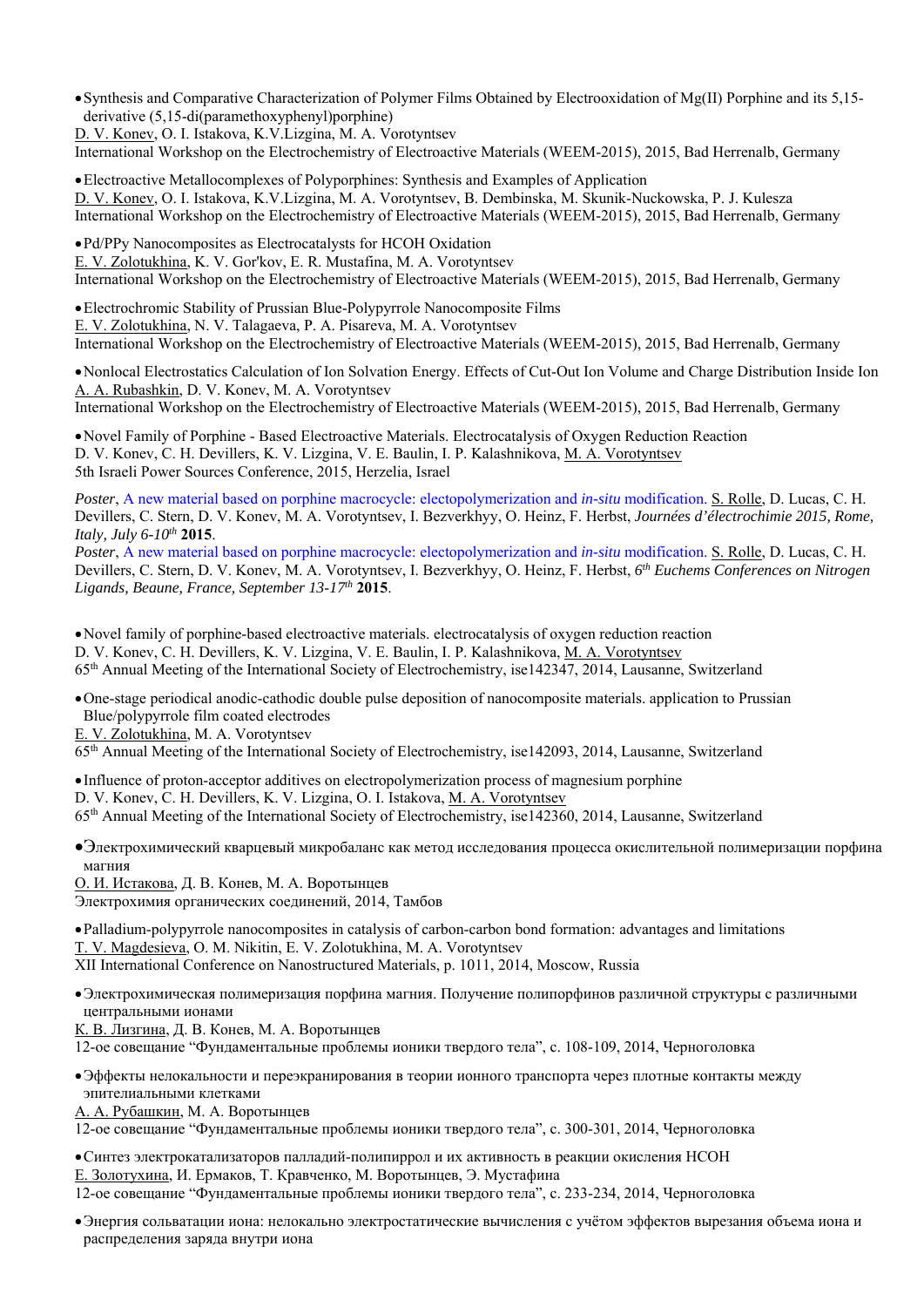- Synthesis and Comparative Characterization of Polymer Films Obtained by Electrooxidation of Mg(II) Porphine and its 5,15-derivative (5,15-di(paramethoxyphenyl)porphine)

D. V. Konev, O. I. Istakova, K.V.Lizgina, M. A. Vorotyntsev
International Workshop on the Electrochemistry of Electroactive Materials (WEEM-2015), 2015, Bad Herrenalb, Germany

- Electroactive Metallocomplexes of Polyporphines: Synthesis and Examples of Application

D. V. Konev, O. I. Istakova, K.V.Lizgina, M. A. Vorotyntsev, B. Dembinska, M. Skunik-Nuckowska, P. J. Kulesza
International Workshop on the Electrochemistry of Electroactive Materials (WEEM-2015), 2015, Bad Herrenalb, Germany

- Pd/PPy Nanocomposites as Electrocatalysts for HCOH Oxidation

E. V. Zolotukhina, K. V. Gor'kov, E. R. Mustafina, M. A. Vorotyntsev
International Workshop on the Electrochemistry of Electroactive Materials (WEEM-2015), 2015, Bad Herrenalb, Germany

- Electrochromic Stability of Prussian Blue-Polypyrrole Nanocomposite Films

E. V. Zolotukhina, N. V. Talagaeva, P. A. Pisareva, M. A. Vorotyntsev
International Workshop on the Electrochemistry of Electroactive Materials (WEEM-2015), 2015, Bad Herrenalb, Germany

- Nonlocal Electrostatics Calculation of Ion Solvation Energy. Effects of Cut-Out Ion Volume and Charge Distribution Inside Ion

A. A. Rubashkin, D. V. Konev, M. A. Vorotyntsev
International Workshop on the Electrochemistry of Electroactive Materials (WEEM-2015), 2015, Bad Herrenalb, Germany

- Novel Family of Porphine - Based Electroactive Materials. Electrocatalysis of Oxygen Reduction Reaction

D. V. Konev, C. H. Devillers, K. V. Lizgina, V. E. Baulin, I. P. Kalashnikova, M. A. Vorotyntsev
5th Israeli Power Sources Conference, 2015, Herzelia, Israel

*Poster*, A new material based on porphine macrocycle: electopolymerization and *in-situ* modification. S. Rolle, D. Lucas, C. H. Devillers, C. Stern, D. V. Konev, M. A. Vorotyntsev, I. Bezverkhyy, O. Heinz, F. Herbst, *Journées d'électrochimie 2015, Rome, Italy, July 6-10$^{th}$* **2015**.

*Poster*, A new material based on porphine macrocycle: electopolymerization and *in-situ* modification. S. Rolle, D. Lucas, C. H. Devillers, C. Stern, D. V. Konev, M. A. Vorotyntsev, I. Bezverkhyy, O. Heinz, F. Herbst, *6$^{th}$ Euchems Conferences on Nitrogen Ligands, Beaune, France, September 13-17$^{th}$* **2015**.

- Novel family of porphine-based electroactive materials. electrocatalysis of oxygen reduction reaction

D. V. Konev, C. H. Devillers, K. V. Lizgina, V. E. Baulin, I. P. Kalashnikova, M. A. Vorotyntsev
65$^{th}$ Annual Meeting of the International Society of Electrochemistry, ise142347, 2014, Lausanne, Switzerland

- One-stage periodical anodic-cathodic double pulse deposition of nanocomposite materials. application to Prussian Blue/polypyrrole film coated electrodes

E. V. Zolotukhina, M. A. Vorotyntsev
65$^{th}$ Annual Meeting of the International Society of Electrochemistry, ise142093, 2014, Lausanne, Switzerland

- Influence of proton-acceptor additives on electropolymerization process of magnesium porphine

D. V. Konev, C. H. Devillers, K. V. Lizgina, O. I. Istakova, M. A. Vorotyntsev
65$^{th}$ Annual Meeting of the International Society of Electrochemistry, ise142360, 2014, Lausanne, Switzerland

- Электрохимический кварцевый микробаланс как метод исследования процесса окислительной полимеризации порфина магния

О. И. Истакова, Д. В. Конев, М. А. Воротынцев
Электрохимия органических соединений, 2014, Тамбов

- Palladium-polypyrrole nanocomposites in catalysis of carbon-carbon bond formation: advantages and limitations

T. V. Magdesieva, O. M. Nikitin, E. V. Zolotukhina, M. A. Vorotyntsev
XII International Conference on Nanostructured Materials, p. 1011, 2014, Moscow, Russia

- Электрохимическая полимеризация порфина магния. Получение полипорфинов различной структуры с различными центральными ионами

К. В. Лизгина, Д. В. Конев, М. А. Воротынцев
12-ое совещание "Фундаментальные проблемы ионики твердого тела", с. 108-109, 2014, Черноголовка

- Эффекты нелокальности и переэкранирования в теории ионного транспорта через плотные контакты между эпителиальными клетками

А. А. Рубашкин, М. А. Воротынцев
12-ое совещание "Фундаментальные проблемы ионики твердого тела", с. 300-301, 2014, Черноголовка

- Синтез электрокатализаторов палладий-полипиррол и их активность в реакции окисления HCOH

Е. Золотухина, И. Ермаков, Т. Кравченко, М. Воротынцев, Э. Мустафина
12-ое совещание "Фундаментальные проблемы ионики твердого тела", с. 233-234, 2014, Черноголовка

- Энергия сольватации иона: нелокально электростатические вычисления с учётом эффектов вырезания объема иона и распределения заряда внутри иона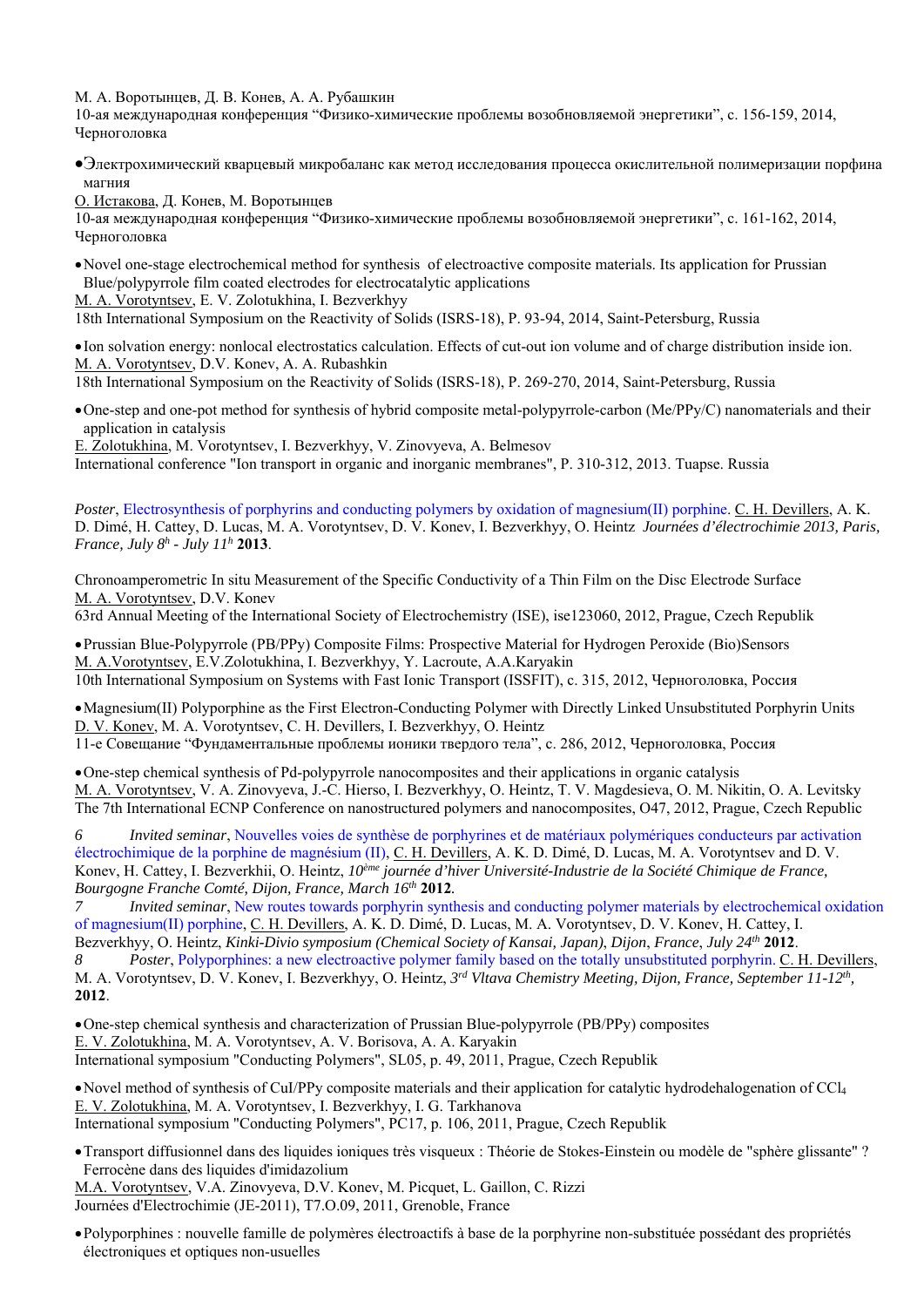М. А. Воротынцев, Д. В. Конев, А. А. Рубашкин
10-ая международная конференция "Физико-химические проблемы возобновляемой энергетики", с. 156-159, 2014, Черноголовка

- Электрохимический кварцевый микробаланс как метод исследования процесса окислительной полимеризации порфина магния

О. Истакова, Д. Конев, М. Воротынцев
10-ая международная конференция "Физико-химические проблемы возобновляемой энергетики", с. 161-162, 2014, Черноголовка

- Novel one-stage electrochemical method for synthesis of electroactive composite materials. Its application for Prussian Blue/polypyrrole film coated electrodes for electrocatalytic applications

M. A. Vorotyntsev, E. V. Zolotukhina, I. Bezverkhyy
18th International Symposium on the Reactivity of Solids (ISRS-18), P. 93-94, 2014, Saint-Petersburg, Russia

- Ion solvation energy: nonlocal electrostatics calculation. Effects of cut-out ion volume and of charge distribution inside ion.

M. A. Vorotyntsev, D.V. Konev, A. A. Rubashkin
18th International Symposium on the Reactivity of Solids (ISRS-18), P. 269-270, 2014, Saint-Petersburg, Russia

- One-step and one-pot method for synthesis of hybrid composite metal-polypyrrole-carbon (Me/PPy/C) nanomaterials and their application in catalysis

E. Zolotukhina, M. Vorotyntsev, I. Bezverkhyy, V. Zinovyeva, A. Belmesov
International conference "Ion transport in organic and inorganic membranes", P. 310-312, 2013. Tuapse. Russia

*Poster*, Electrosynthesis of porphyrins and conducting polymers by oxidation of magnesium(II) porphine. C. H. Devillers, A. K. D. Dimé, H. Cattey, D. Lucas, M. A. Vorotyntsev, D. V. Konev, I. Bezverkhyy, O. Heintz *Journées d'électrochimie 2013, Paris, France, July 8th - July 11th* **2013**.

Chronoamperometric In situ Measurement of the Specific Conductivity of a Thin Film on the Disc Electrode Surface
M. A. Vorotyntsev, D.V. Konev
63rd Annual Meeting of the International Society of Electrochemistry (ISE), ise123060, 2012, Prague, Czech Republik

- Prussian Blue-Polypyrrole (PB/PPy) Composite Films: Prospective Material for Hydrogen Peroxide (Bio)Sensors

M. A.Vorotyntsev, E.V.Zolotukhina, I. Bezverkhyy, Y. Lacroute, A.A.Karyakin
10th International Symposium on Systems with Fast Ionic Transport (ISSFIT), с. 315, 2012, Черноголовка, Россия

- Magnesium(II) Polyporphine as the First Electron-Conducting Polymer with Directly Linked Unsubstituted Porphyrin Units

D. V. Konev, M. A. Vorotyntsev, C. H. Devillers, I. Bezverkhyy, O. Heintz
11-е Совещание "Фундаментальные проблемы ионики твердого тела", с. 286, 2012, Черноголовка, Россия

- One-step chemical synthesis of Pd-polypyrrole nanocomposites and their applications in organic catalysis

M. A. Vorotyntsev, V. A. Zinovyeva, J.-C. Hierso, I. Bezverkhyy, O. Heintz, T. V. Magdesieva, O. M. Nikitin, O. A. Levitsky
The 7th International ECNP Conference on nanostructured polymers and nanocomposites, O47, 2012, Prague, Czech Republic

6 *Invited seminar*, Nouvelles voies de synthèse de porphyrines et de matériaux polymériques conducteurs par activation électrochimique de la porphine de magnésium (II), C. H. Devillers, A. K. D. Dimé, D. Lucas, M. A. Vorotyntsev and D. V. Konev, H. Cattey, I. Bezverkhii, O. Heintz, *10ème journée d'hiver Université-Industrie de la Société Chimique de France, Bourgogne Franche Comté, Dijon, France, March 16th* **2012**.

7 *Invited seminar*, New routes towards porphyrin synthesis and conducting polymer materials by electrochemical oxidation of magnesium(II) porphine, C. H. Devillers, A. K. D. Dimé, D. Lucas, M. A. Vorotyntsev, D. V. Konev, H. Cattey, I. Bezverkhyy, O. Heintz, *Kinki-Divio symposium (Chemical Society of Kansai, Japan)*, *Dijon*, *France*, *July 24th* **2012**.

8 *Poster*, Polyporphines: a new electroactive polymer family based on the totally unsubstituted porphyrin. C. H. Devillers, M. A. Vorotyntsev, D. V. Konev, I. Bezverkhyy, O. Heintz, *3rd Vltava Chemistry Meeting, Dijon, France, September 11-12th,* **2012**.

- One-step chemical synthesis and characterization of Prussian Blue-polypyrrole (PB/PPy) composites

E. V. Zolotukhina, M. A. Vorotyntsev, A. V. Borisova, A. A. Karyakin
International symposium "Conducting Polymers", SL05, p. 49, 2011, Prague, Czech Republik

- Novel method of synthesis of CuI/PPy composite materials and their application for catalytic hydrodehalogenation of $CCl_4$

E. V. Zolotukhina, M. A. Vorotyntsev, I. Bezverkhyy, I. G. Tarkhanova
International symposium "Conducting Polymers", PC17, p. 106, 2011, Prague, Czech Republik

- Transport diffusionnel dans des liquides ioniques très visqueux : Théorie de Stokes-Einstein ou modèle de "sphère glissante" ? Ferrocène dans des liquides d'imidazolium

M.A. Vorotyntsev, V.A. Zinovyeva, D.V. Konev, M. Picquet, L. Gaillon, C. Rizzi
Journées d'Electrochimie (JE-2011), T7.O.09, 2011, Grenoble, France

- Polyporphines : nouvelle famille de polymères électroactifs à base de la porphyrine non-substituée possédant des propriétés électroniques et optiques non-usuelles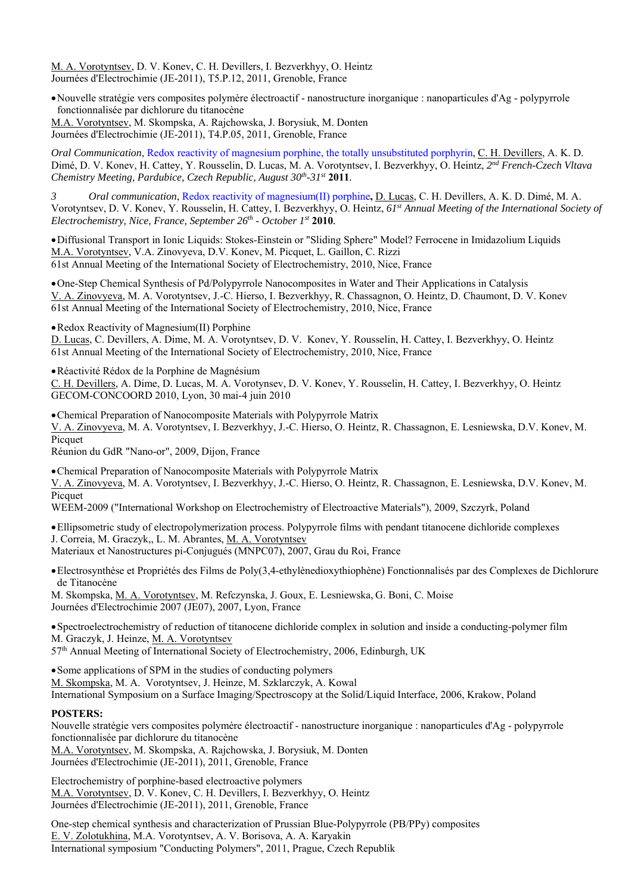M. A. Vorotyntsev, D. V. Konev, C. H. Devillers, I. Bezverkhyy, O. Heintz
Journées d'Electrochimie (JE-2011), T5.P.12, 2011, Grenoble, France

- Nouvelle stratégie vers composites polymère électroactif - nanostructure inorganique : nanoparticules d'Ag - polypyrrole fonctionnalisée par dichlorure du titanocène
  M.A. Vorotyntsev, M. Skompska, A. Rajchowska, J. Borysiuk, M. Donten
  Journées d'Electrochimie (JE-2011), T4.P.05, 2011, Grenoble, France

*Oral Communication*, Redox reactivity of magnesium porphine, the totally unsubstituted porphyrin, C. H. Devillers, A. K. D. Dimé, D. V. Konev, H. Cattey, Y. Rousselin, D. Lucas, M. A. Vorotyntsev, I. Bezverkhyy, O. Heintz, *2nd French-Czech Vltava Chemistry Meeting, Pardubice, Czech Republic, August 30th-31st* **2011**.

3 *Oral communication*, Redox reactivity of magnesium(II) porphine**,** D. Lucas, C. H. Devillers, A. K. D. Dimé, M. A. Vorotyntsev, D. V. Konev, Y. Rousselin, H. Cattey, I. Bezverkhyy, O. Heintz, *61st Annual Meeting of the International Society of Electrochemistry, Nice, France, September 26th - October 1st* **2010**.

- Diffusional Transport in Ionic Liquids: Stokes-Einstein or "Sliding Sphere" Model? Ferrocene in Imidazolium Liquids
  M.A. Vorotyntsev, V.A. Zinovyeva, D.V. Konev, M. Picquet, L. Gaillon, C. Rizzi
  61st Annual Meeting of the International Society of Electrochemistry, 2010, Nice, France

- One-Step Chemical Synthesis of Pd/Polypyrrole Nanocomposites in Water and Their Applications in Catalysis
  V. A. Zinovyeva, M. A. Vorotyntsev, J.-C. Hierso, I. Bezverkhyy, R. Chassagnon, O. Heintz, D. Chaumont, D. V. Konev
  61st Annual Meeting of the International Society of Electrochemistry, 2010, Nice, France

- Redox Reactivity of Magnesium(II) Porphine
  D. Lucas, C. Devillers, A. Dime, M. A. Vorotyntsev, D. V. Konev, Y. Rousselin, H. Cattey, I. Bezverkhyy, O. Heintz
  61st Annual Meeting of the International Society of Electrochemistry, 2010, Nice, France

- Réactivité Rédox de la Porphine de Magnésium
  C. H. Devillers, A. Dime, D. Lucas, M. A. Vorotynsev, D. V. Konev, Y. Rousselin, H. Cattey, I. Bezverkhyy, O. Heintz
  GECOM-CONCOORD 2010, Lyon, 30 mai-4 juin 2010

- Chemical Preparation of Nanocomposite Materials with Polypyrrole Matrix
  V. A. Zinovyeva, M. A. Vorotyntsev, I. Bezverkhyy, J.-C. Hierso, O. Heintz, R. Chassagnon, E. Lesniewska, D.V. Konev, M. Picquet
  Réunion du GdR "Nano-or", 2009, Dijon, France

- Chemical Preparation of Nanocomposite Materials with Polypyrrole Matrix
  V. A. Zinovyeva, M. A. Vorotyntsev, I. Bezverkhyy, J.-C. Hierso, O. Heintz, R. Chassagnon, E. Lesniewska, D.V. Konev, M. Picquet
  WEEM-2009 ("International Workshop on Electrochemistry of Electroactive Materials"), 2009, Szczyrk, Poland

- Ellipsometric study of electropolymerization process. Polypyrrole films with pendant titanocene dichloride complexes
  J. Correia, M. Graczyk,, L. M. Abrantes, M. A. Vorotyntsev
  Materiaux et Nanostructures pi-Conjugués (MNPC07), 2007, Grau du Roi, France

- Electrosynthèse et Propriétés des Films de Poly(3,4-ethylènedioxythiophène) Fonctionnalisés par des Complexes de Dichlorure de Titanocène
  M. Skompska, M. A. Vorotyntsev, M. Refczynska, J. Goux, E. Lesniewska, G. Boni, C. Moise
  Journées d'Electrochimie 2007 (JE07), 2007, Lyon, France

- Spectroelectrochemistry of reduction of titanocene dichloride complex in solution and inside a conducting-polymer film
  M. Graczyk, J. Heinze, M. A. Vorotyntsev
  57th Annual Meeting of International Society of Electrochemistry, 2006, Edinburgh, UK

- Some applications of SPM in the studies of conducting polymers
  M. Skompska, M. A. Vorotyntsev, J. Heinze, M. Szklarczyk, A. Kowal
  International Symposium on a Surface Imaging/Spectroscopy at the Solid/Liquid Interface, 2006, Krakow, Poland

**POSTERS:**

Nouvelle stratégie vers composites polymère électroactif - nanostructure inorganique : nanoparticules d'Ag - polypyrrole fonctionnalisée par dichlorure du titanocène
M.A. Vorotyntsev, M. Skompska, A. Rajchowska, J. Borysiuk, M. Donten
Journées d'Electrochimie (JE-2011), 2011, Grenoble, France

Electrochemistry of porphine-based electroactive polymers
M.A. Vorotyntsev, D. V. Konev, C. H. Devillers, I. Bezverkhyy, O. Heintz
Journées d'Electrochimie (JE-2011), 2011, Grenoble, France

One-step chemical synthesis and characterization of Prussian Blue-Polypyrrole (PB/PPy) composites
E. V. Zolotukhina, M.A. Vorotyntsev, A. V. Borisova, A. A. Karyakin
International symposium "Conducting Polymers", 2011, Prague, Czech Republik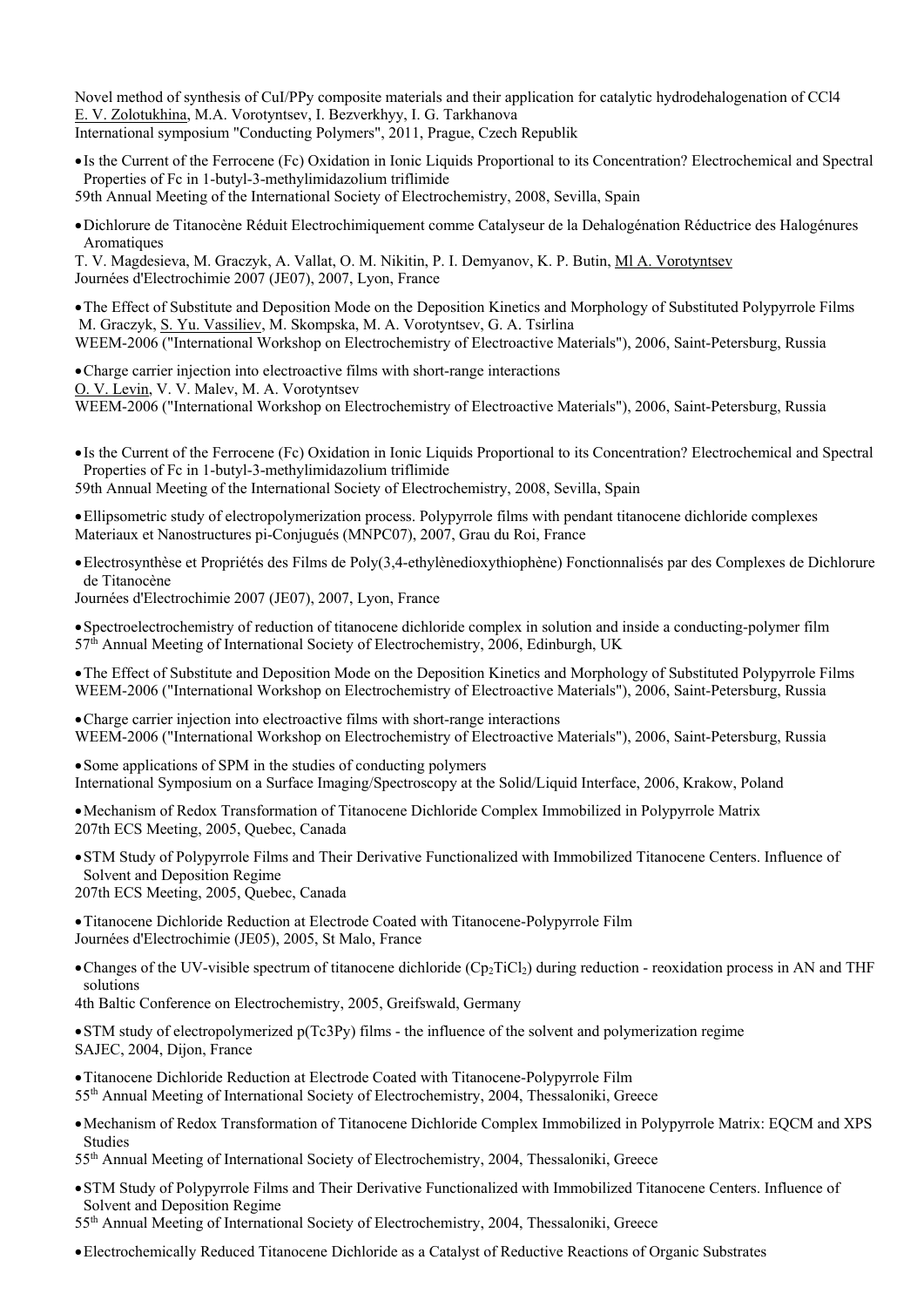Novel method of synthesis of CuI/PPy composite materials and their application for catalytic hydrodehalogenation of CCl4
E. V. Zolotukhina, M.A. Vorotyntsev, I. Bezverkhyy, I. G. Tarkhanova
International symposium "Conducting Polymers", 2011, Prague, Czech Republik

- Is the Current of the Ferrocene (Fc) Oxidation in Ionic Liquids Proportional to its Concentration? Electrochemical and Spectral Properties of Fc in 1-butyl-3-methylimidazolium triflimide

59th Annual Meeting of the International Society of Electrochemistry, 2008, Sevilla, Spain

- Dichlorure de Titanocène Réduit Electrochimiquement comme Catalyseur de la Dehalogénation Réductrice des Halogénures Aromatiques

T. V. Magdesieva, M. Graczyk, A. Vallat, O. M. Nikitin, P. I. Demyanov, K. P. Butin, Ml A. Vorotyntsev
Journées d'Electrochimie 2007 (JE07), 2007, Lyon, France

- The Effect of Substitute and Deposition Mode on the Deposition Kinetics and Morphology of Substituted Polypyrrole Films
  M. Graczyk, S. Yu. Vassiliev, M. Skompska, M. A. Vorotyntsev, G. A. Tsirlina

WEEM-2006 ("International Workshop on Electrochemistry of Electroactive Materials"), 2006, Saint-Petersburg, Russia

- Charge carrier injection into electroactive films with short-range interactions

O. V. Levin, V. V. Malev, M. A. Vorotyntsev
WEEM-2006 ("International Workshop on Electrochemistry of Electroactive Materials"), 2006, Saint-Petersburg, Russia

- Is the Current of the Ferrocene (Fc) Oxidation in Ionic Liquids Proportional to its Concentration? Electrochemical and Spectral Properties of Fc in 1-butyl-3-methylimidazolium triflimide

59th Annual Meeting of the International Society of Electrochemistry, 2008, Sevilla, Spain

- Ellipsometric study of electropolymerization process. Polypyrrole films with pendant titanocene dichloride complexes

Materiaux et Nanostructures pi-Conjugués (MNPC07), 2007, Grau du Roi, France

- Electrosynthèse et Propriétés des Films de Poly(3,4-ethylènedioxythiophène) Fonctionnalisés par des Complexes de Dichlorure de Titanocène

Journées d'Electrochimie 2007 (JE07), 2007, Lyon, France

- Spectroelectrochemistry of reduction of titanocene dichloride complex in solution and inside a conducting-polymer film

57th Annual Meeting of International Society of Electrochemistry, 2006, Edinburgh, UK

- The Effect of Substitute and Deposition Mode on the Deposition Kinetics and Morphology of Substituted Polypyrrole Films

WEEM-2006 ("International Workshop on Electrochemistry of Electroactive Materials"), 2006, Saint-Petersburg, Russia

- Charge carrier injection into electroactive films with short-range interactions

WEEM-2006 ("International Workshop on Electrochemistry of Electroactive Materials"), 2006, Saint-Petersburg, Russia

- Some applications of SPM in the studies of conducting polymers

International Symposium on a Surface Imaging/Spectroscopy at the Solid/Liquid Interface, 2006, Krakow, Poland

- Mechanism of Redox Transformation of Titanocene Dichloride Complex Immobilized in Polypyrrole Matrix

207th ECS Meeting, 2005, Quebec, Canada

- STM Study of Polypyrrole Films and Their Derivative Functionalized with Immobilized Titanocene Centers. Influence of Solvent and Deposition Regime

207th ECS Meeting, 2005, Quebec, Canada

- Titanocene Dichloride Reduction at Electrode Coated with Titanocene-Polypyrrole Film

Journées d'Electrochimie (JE05), 2005, St Malo, France

- Changes of the UV-visible spectrum of titanocene dichloride ($Cp_2TiCl_2$) during reduction - reoxidation process in AN and THF solutions

4th Baltic Conference on Electrochemistry, 2005, Greifswald, Germany

- STM study of electropolymerized p(Tc3Py) films - the influence of the solvent and polymerization regime

SAJEC, 2004, Dijon, France

- Titanocene Dichloride Reduction at Electrode Coated with Titanocene-Polypyrrole Film

55th Annual Meeting of International Society of Electrochemistry, 2004, Thessaloniki, Greece

- Mechanism of Redox Transformation of Titanocene Dichloride Complex Immobilized in Polypyrrole Matrix: EQCM and XPS Studies

55th Annual Meeting of International Society of Electrochemistry, 2004, Thessaloniki, Greece

- STM Study of Polypyrrole Films and Their Derivative Functionalized with Immobilized Titanocene Centers. Influence of Solvent and Deposition Regime

55th Annual Meeting of International Society of Electrochemistry, 2004, Thessaloniki, Greece

- Electrochemically Reduced Titanocene Dichloride as a Catalyst of Reductive Reactions of Organic Substrates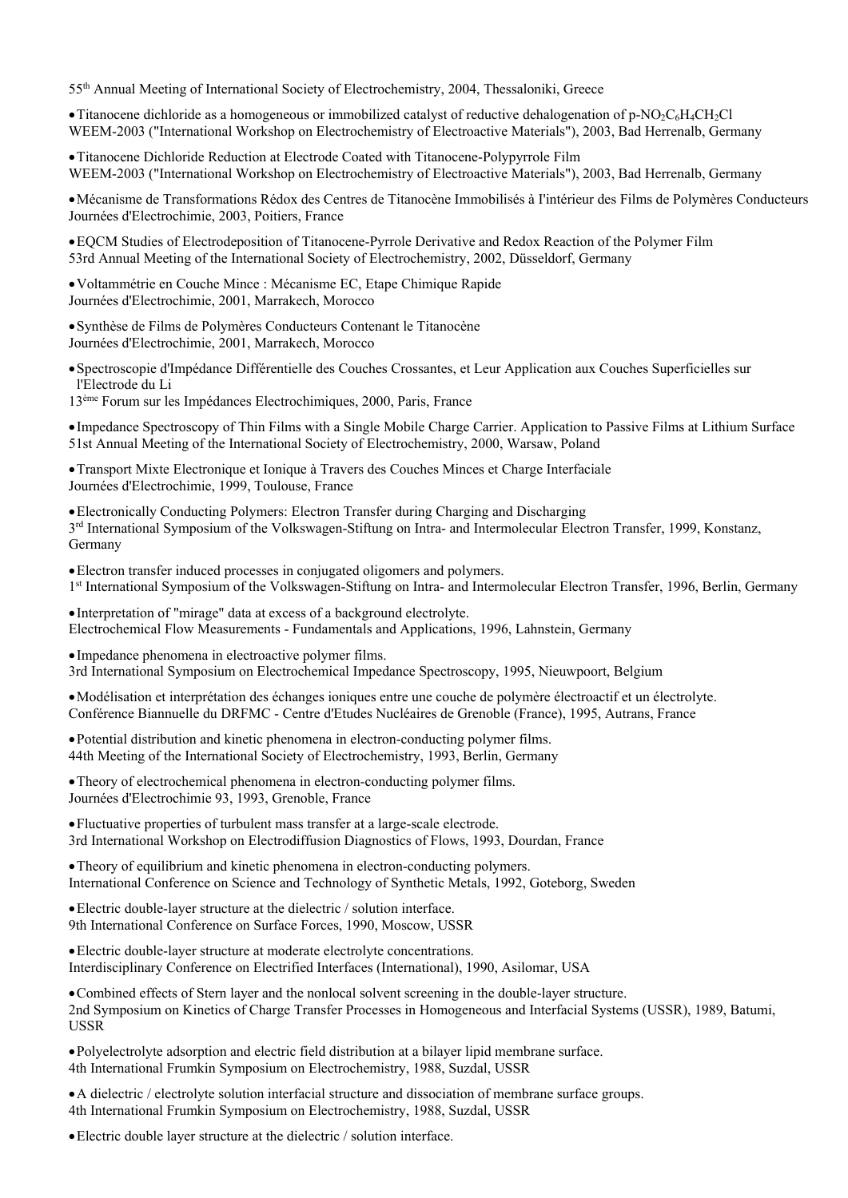55th Annual Meeting of International Society of Electrochemistry, 2004, Thessaloniki, Greece

- Titanocene dichloride as a homogeneous or immobilized catalyst of reductive dehalogenation of $p\text{-}NO_2C_6H_4CH_2Cl$
WEEM-2003 ("International Workshop on Electrochemistry of Electroactive Materials"), 2003, Bad Herrenalb, Germany

- Titanocene Dichloride Reduction at Electrode Coated with Titanocene-Polypyrrole Film
WEEM-2003 ("International Workshop on Electrochemistry of Electroactive Materials"), 2003, Bad Herrenalb, Germany

- Mécanisme de Transformations Rédox des Centres de Titanocène Immobilisés à l'intérieur des Films de Polymères Conducteurs
Journées d'Electrochimie, 2003, Poitiers, France

- EQCM Studies of Electrodeposition of Titanocene-Pyrrole Derivative and Redox Reaction of the Polymer Film
53rd Annual Meeting of the International Society of Electrochemistry, 2002, Düsseldorf, Germany

- Voltammétrie en Couche Mince : Mécanisme EC, Etape Chimique Rapide
Journées d'Electrochimie, 2001, Marrakech, Morocco

- Synthèse de Films de Polymères Conducteurs Contenant le Titanocène
Journées d'Electrochimie, 2001, Marrakech, Morocco

- Spectroscopie d'Impédance Différentielle des Couches Crossantes, et Leur Application aux Couches Superficielles sur l'Electrode du Li
13ème Forum sur les Impédances Electrochimiques, 2000, Paris, France

- Impedance Spectroscopy of Thin Films with a Single Mobile Charge Carrier. Application to Passive Films at Lithium Surface
51st Annual Meeting of the International Society of Electrochemistry, 2000, Warsaw, Poland

- Transport Mixte Electronique et Ionique à Travers des Couches Minces et Charge Interfaciale
Journées d'Electrochimie, 1999, Toulouse, France

- Electronically Conducting Polymers: Electron Transfer during Charging and Discharging
3rd International Symposium of the Volkswagen-Stiftung on Intra- and Intermolecular Electron Transfer, 1999, Konstanz, Germany

- Electron transfer induced processes in conjugated oligomers and polymers.
1st International Symposium of the Volkswagen-Stiftung on Intra- and Intermolecular Electron Transfer, 1996, Berlin, Germany

- Interpretation of "mirage" data at excess of a background electrolyte.
Electrochemical Flow Measurements - Fundamentals and Applications, 1996, Lahnstein, Germany

- Impedance phenomena in electroactive polymer films.
3rd International Symposium on Electrochemical Impedance Spectroscopy, 1995, Nieuwpoort, Belgium

- Modélisation et interprétation des échanges ioniques entre une couche de polymère électroactif et un électrolyte.
Conférence Biannuelle du DRFMC - Centre d'Etudes Nucléaires de Grenoble (France), 1995, Autrans, France

- Potential distribution and kinetic phenomena in electron-conducting polymer films.
44th Meeting of the International Society of Electrochemistry, 1993, Berlin, Germany

- Theory of electrochemical phenomena in electron-conducting polymer films.
Journées d'Electrochimie 93, 1993, Grenoble, France

- Fluctuative properties of turbulent mass transfer at a large-scale electrode.
3rd International Workshop on Electrodiffusion Diagnostics of Flows, 1993, Dourdan, France

- Theory of equilibrium and kinetic phenomena in electron-conducting polymers.
International Conference on Science and Technology of Synthetic Metals, 1992, Goteborg, Sweden

- Electric double-layer structure at the dielectric / solution interface.
9th International Conference on Surface Forces, 1990, Moscow, USSR

- Electric double-layer structure at moderate electrolyte concentrations.
Interdisciplinary Conference on Electrified Interfaces (International), 1990, Asilomar, USA

- Combined effects of Stern layer and the nonlocal solvent screening in the double-layer structure.
2nd Symposium on Kinetics of Charge Transfer Processes in Homogeneous and Interfacial Systems (USSR), 1989, Batumi, USSR

- Polyelectrolyte adsorption and electric field distribution at a bilayer lipid membrane surface.
4th International Frumkin Symposium on Electrochemistry, 1988, Suzdal, USSR

- A dielectric / electrolyte solution interfacial structure and dissociation of membrane surface groups.
4th International Frumkin Symposium on Electrochemistry, 1988, Suzdal, USSR

- Electric double layer structure at the dielectric / solution interface.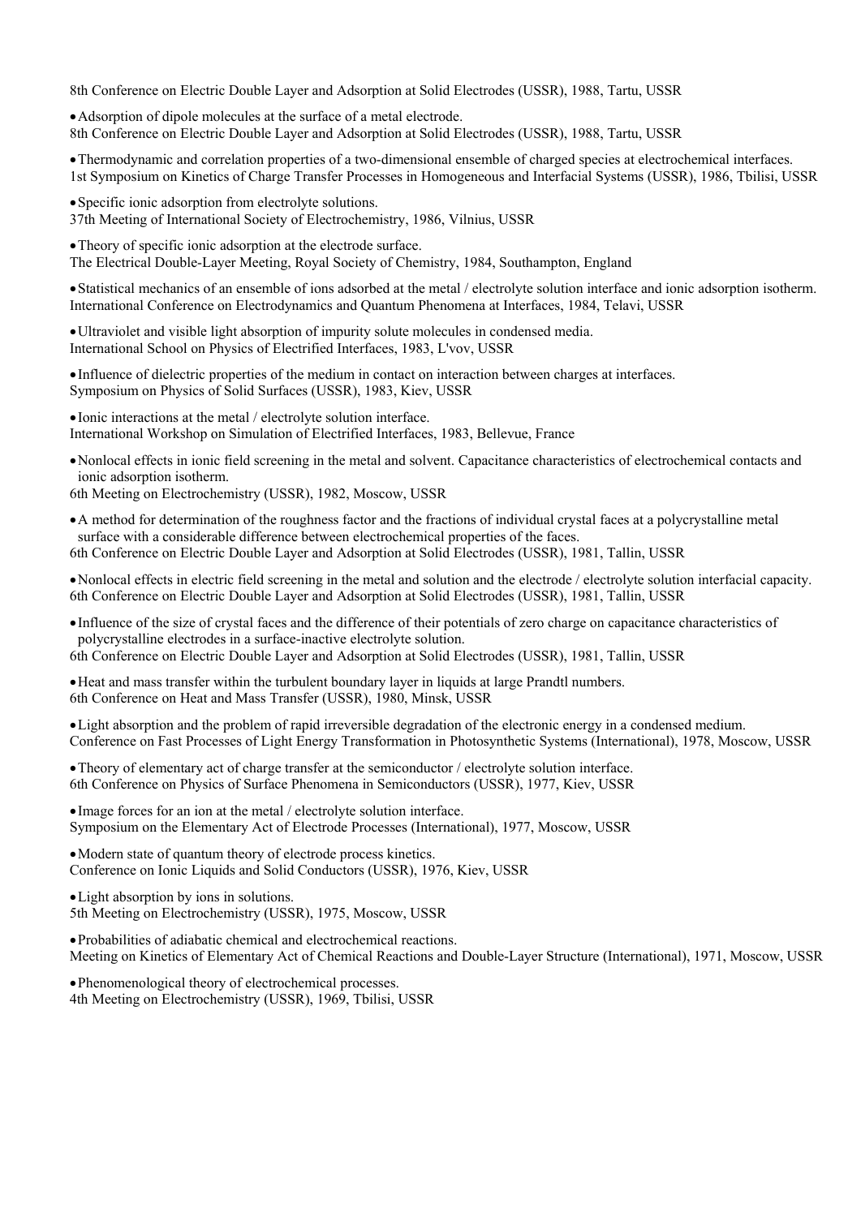8th Conference on Electric Double Layer and Adsorption at Solid Electrodes (USSR), 1988, Tartu, USSR

- Adsorption of dipole molecules at the surface of a metal electrode.
8th Conference on Electric Double Layer and Adsorption at Solid Electrodes (USSR), 1988, Tartu, USSR

- Thermodynamic and correlation properties of a two-dimensional ensemble of charged species at electrochemical interfaces.
1st Symposium on Kinetics of Charge Transfer Processes in Homogeneous and Interfacial Systems (USSR), 1986, Tbilisi, USSR

- Specific ionic adsorption from electrolyte solutions.
37th Meeting of International Society of Electrochemistry, 1986, Vilnius, USSR

- Theory of specific ionic adsorption at the electrode surface.
The Electrical Double-Layer Meeting, Royal Society of Chemistry, 1984, Southampton, England

- Statistical mechanics of an ensemble of ions adsorbed at the metal / electrolyte solution interface and ionic adsorption isotherm.
International Conference on Electrodynamics and Quantum Phenomena at Interfaces, 1984, Telavi, USSR

- Ultraviolet and visible light absorption of impurity solute molecules in condensed media.
International School on Physics of Electrified Interfaces, 1983, L'vov, USSR

- Influence of dielectric properties of the medium in contact on interaction between charges at interfaces.
Symposium on Physics of Solid Surfaces (USSR), 1983, Kiev, USSR

- Ionic interactions at the metal / electrolyte solution interface.
International Workshop on Simulation of Electrified Interfaces, 1983, Bellevue, France

- Nonlocal effects in ionic field screening in the metal and solvent. Capacitance characteristics of electrochemical contacts and ionic adsorption isotherm.
6th Meeting on Electrochemistry (USSR), 1982, Moscow, USSR

- A method for determination of the roughness factor and the fractions of individual crystal faces at a polycrystalline metal surface with a considerable difference between electrochemical properties of the faces.
6th Conference on Electric Double Layer and Adsorption at Solid Electrodes (USSR), 1981, Tallin, USSR

- Nonlocal effects in electric field screening in the metal and solution and the electrode / electrolyte solution interfacial capacity.
6th Conference on Electric Double Layer and Adsorption at Solid Electrodes (USSR), 1981, Tallin, USSR

- Influence of the size of crystal faces and the difference of their potentials of zero charge on capacitance characteristics of polycrystalline electrodes in a surface-inactive electrolyte solution.
6th Conference on Electric Double Layer and Adsorption at Solid Electrodes (USSR), 1981, Tallin, USSR

- Heat and mass transfer within the turbulent boundary layer in liquids at large Prandtl numbers.
6th Conference on Heat and Mass Transfer (USSR), 1980, Minsk, USSR

- Light absorption and the problem of rapid irreversible degradation of the electronic energy in a condensed medium.
Conference on Fast Processes of Light Energy Transformation in Photosynthetic Systems (International), 1978, Moscow, USSR

- Theory of elementary act of charge transfer at the semiconductor / electrolyte solution interface.
6th Conference on Physics of Surface Phenomena in Semiconductors (USSR), 1977, Kiev, USSR

- Image forces for an ion at the metal / electrolyte solution interface.
Symposium on the Elementary Act of Electrode Processes (International), 1977, Moscow, USSR

- Modern state of quantum theory of electrode process kinetics.
Conference on Ionic Liquids and Solid Conductors (USSR), 1976, Kiev, USSR

- Light absorption by ions in solutions.
5th Meeting on Electrochemistry (USSR), 1975, Moscow, USSR

- Probabilities of adiabatic chemical and electrochemical reactions.
Meeting on Kinetics of Elementary Act of Chemical Reactions and Double-Layer Structure (International), 1971, Moscow, USSR

- Phenomenological theory of electrochemical processes.
4th Meeting on Electrochemistry (USSR), 1969, Tbilisi, USSR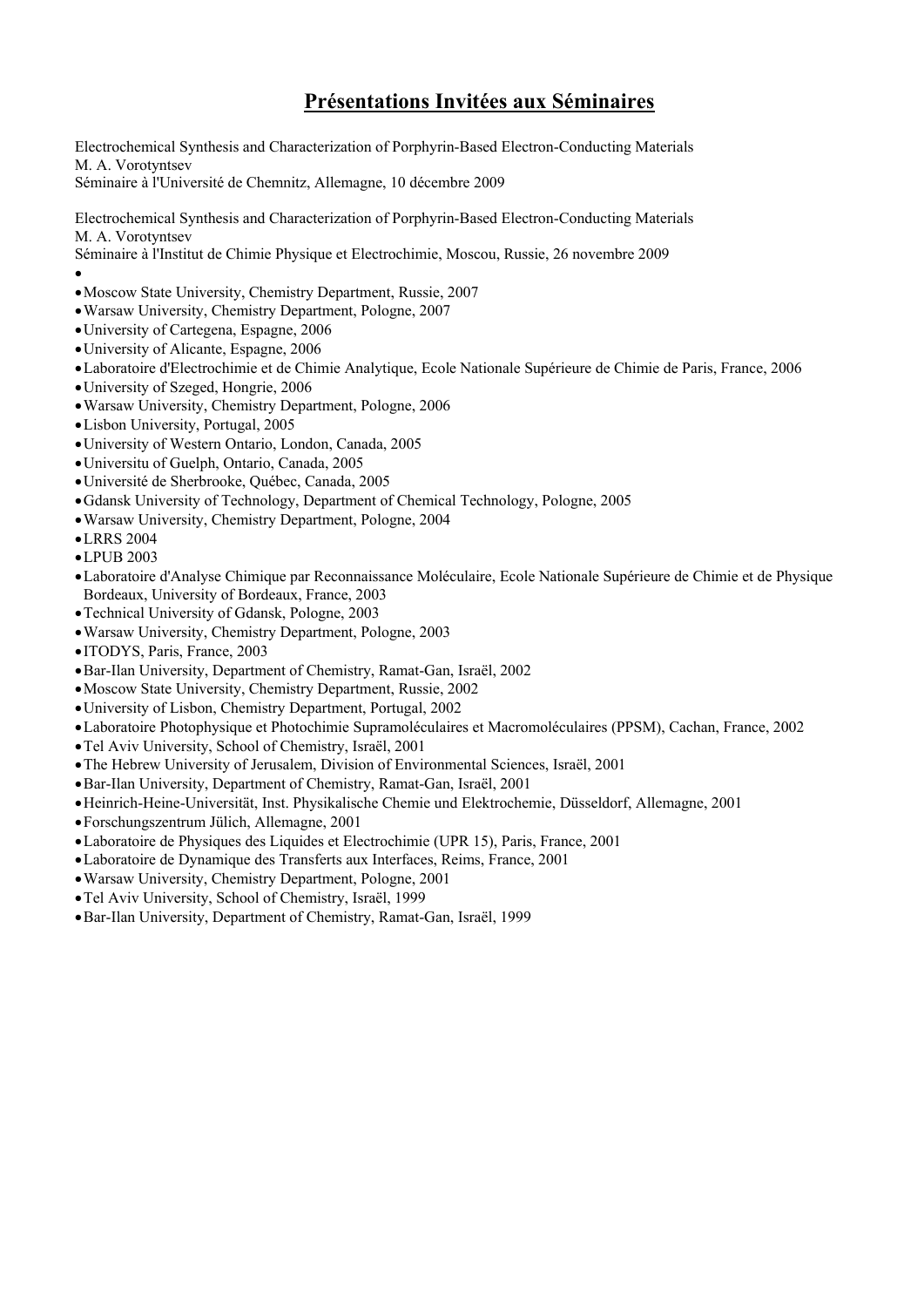# Présentations Invitées aux Séminaires

Electrochemical Synthesis and Characterization of Porphyrin-Based Electron-Conducting Materials
M. A. Vorotyntsev
Séminaire à l'Université de Chemnitz, Allemagne, 10 décembre 2009

Electrochemical Synthesis and Characterization of Porphyrin-Based Electron-Conducting Materials
M. A. Vorotyntsev
Séminaire à l'Institut de Chimie Physique et Electrochimie, Moscou, Russie, 26 novembre 2009

- 
- Moscow State University, Chemistry Department, Russie, 2007
- Warsaw University, Chemistry Department, Pologne, 2007
- University of Cartegena, Espagne, 2006
- University of Alicante, Espagne, 2006
- Laboratoire d'Electrochimie et de Chimie Analytique, Ecole Nationale Supérieure de Chimie de Paris, France, 2006
- University of Szeged, Hongrie, 2006
- Warsaw University, Chemistry Department, Pologne, 2006
- Lisbon University, Portugal, 2005
- University of Western Ontario, London, Canada, 2005
- Universitu of Guelph, Ontario, Canada, 2005
- Université de Sherbrooke, Québec, Canada, 2005
- Gdansk University of Technology, Department of Chemical Technology, Pologne, 2005
- Warsaw University, Chemistry Department, Pologne, 2004
- LRRS 2004
- LPUB 2003
- Laboratoire d'Analyse Chimique par Reconnaissance Moléculaire, Ecole Nationale Supérieure de Chimie et de Physique Bordeaux, University of Bordeaux, France, 2003
- Technical University of Gdansk, Pologne, 2003
- Warsaw University, Chemistry Department, Pologne, 2003
- ITODYS, Paris, France, 2003
- Bar-Ilan University, Department of Chemistry, Ramat-Gan, Israël, 2002
- Moscow State University, Chemistry Department, Russie, 2002
- University of Lisbon, Chemistry Department, Portugal, 2002
- Laboratoire Photophysique et Photochimie Supramoléculaires et Macromoléculaires (PPSM), Cachan, France, 2002
- Tel Aviv University, School of Chemistry, Israël, 2001
- The Hebrew University of Jerusalem, Division of Environmental Sciences, Israël, 2001
- Bar-Ilan University, Department of Chemistry, Ramat-Gan, Israël, 2001
- Heinrich-Heine-Universität, Inst. Physikalische Chemie und Elektrochemie, Düsseldorf, Allemagne, 2001
- Forschungszentrum Jülich, Allemagne, 2001
- Laboratoire de Physiques des Liquides et Electrochimie (UPR 15), Paris, France, 2001
- Laboratoire de Dynamique des Transferts aux Interfaces, Reims, France, 2001
- Warsaw University, Chemistry Department, Pologne, 2001
- Tel Aviv University, School of Chemistry, Israël, 1999
- Bar-Ilan University, Department of Chemistry, Ramat-Gan, Israël, 1999